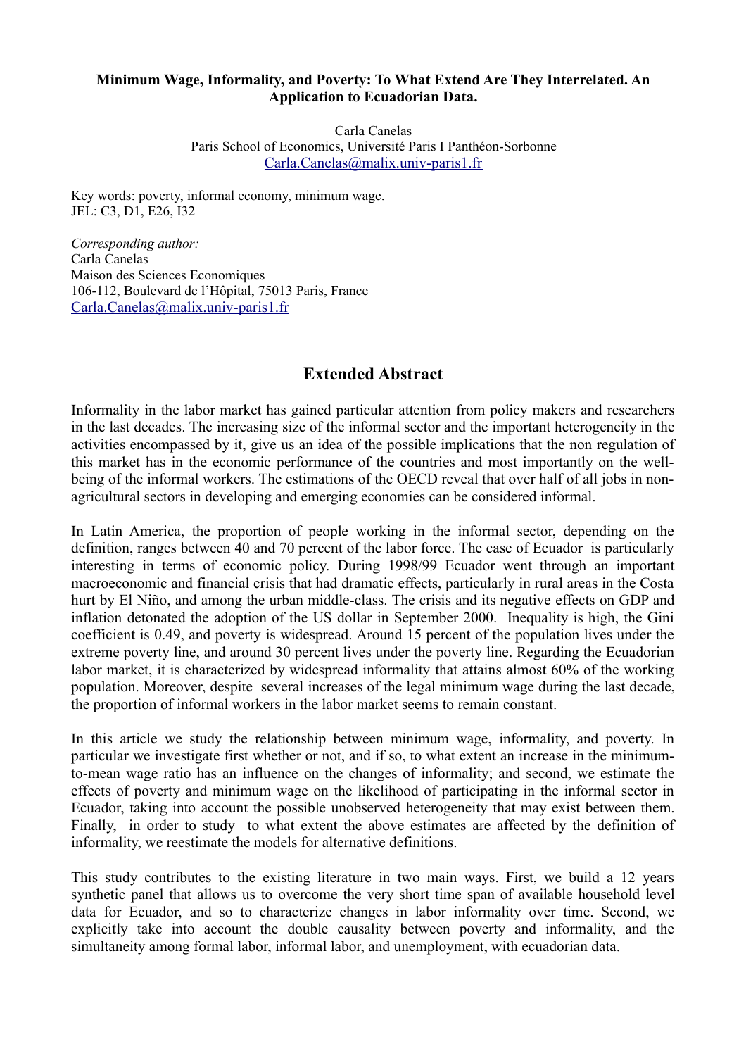**Minimum Wage, Informality, and Poverty: To What Extend Are They Interrelated. An Application to Ecuadorian Data.**

Carla Canelas
Paris School of Economics, Université Paris I Panthéon-Sorbonne
Carla.Canelas@malix.univ-paris1.fr

Key words: poverty, informal economy, minimum wage.
JEL: C3, D1, E26, I32

*Corresponding author:*
Carla Canelas
Maison des Sciences Economiques
106-112, Boulevard de l'Hôpital, 75013 Paris, France
Carla.Canelas@malix.univ-paris1.fr

## Extended Abstract

Informality in the labor market has gained particular attention from policy makers and researchers in the last decades. The increasing size of the informal sector and the important heterogeneity in the activities encompassed by it, give us an idea of the possible implications that the non regulation of this market has in the economic performance of the countries and most importantly on the well-being of the informal workers. The estimations of the OECD reveal that over half of all jobs in non-agricultural sectors in developing and emerging economies can be considered informal.

In Latin America, the proportion of people working in the informal sector, depending on the definition, ranges between 40 and 70 percent of the labor force. The case of Ecuador is particularly interesting in terms of economic policy. During 1998/99 Ecuador went through an important macroeconomic and financial crisis that had dramatic effects, particularly in rural areas in the Costa hurt by El Niño, and among the urban middle-class. The crisis and its negative effects on GDP and inflation detonated the adoption of the US dollar in September 2000. Inequality is high, the Gini coefficient is 0.49, and poverty is widespread. Around 15 percent of the population lives under the extreme poverty line, and around 30 percent lives under the poverty line. Regarding the Ecuadorian labor market, it is characterized by widespread informality that attains almost 60% of the working population. Moreover, despite several increases of the legal minimum wage during the last decade, the proportion of informal workers in the labor market seems to remain constant.

In this article we study the relationship between minimum wage, informality, and poverty. In particular we investigate first whether or not, and if so, to what extent an increase in the minimum-to-mean wage ratio has an influence on the changes of informality; and second, we estimate the effects of poverty and minimum wage on the likelihood of participating in the informal sector in Ecuador, taking into account the possible unobserved heterogeneity that may exist between them. Finally, in order to study to what extent the above estimates are affected by the definition of informality, we reestimate the models for alternative definitions.

This study contributes to the existing literature in two main ways. First, we build a 12 years synthetic panel that allows us to overcome the very short time span of available household level data for Ecuador, and so to characterize changes in labor informality over time. Second, we explicitly take into account the double causality between poverty and informality, and the simultaneity among formal labor, informal labor, and unemployment, with ecuadorian data.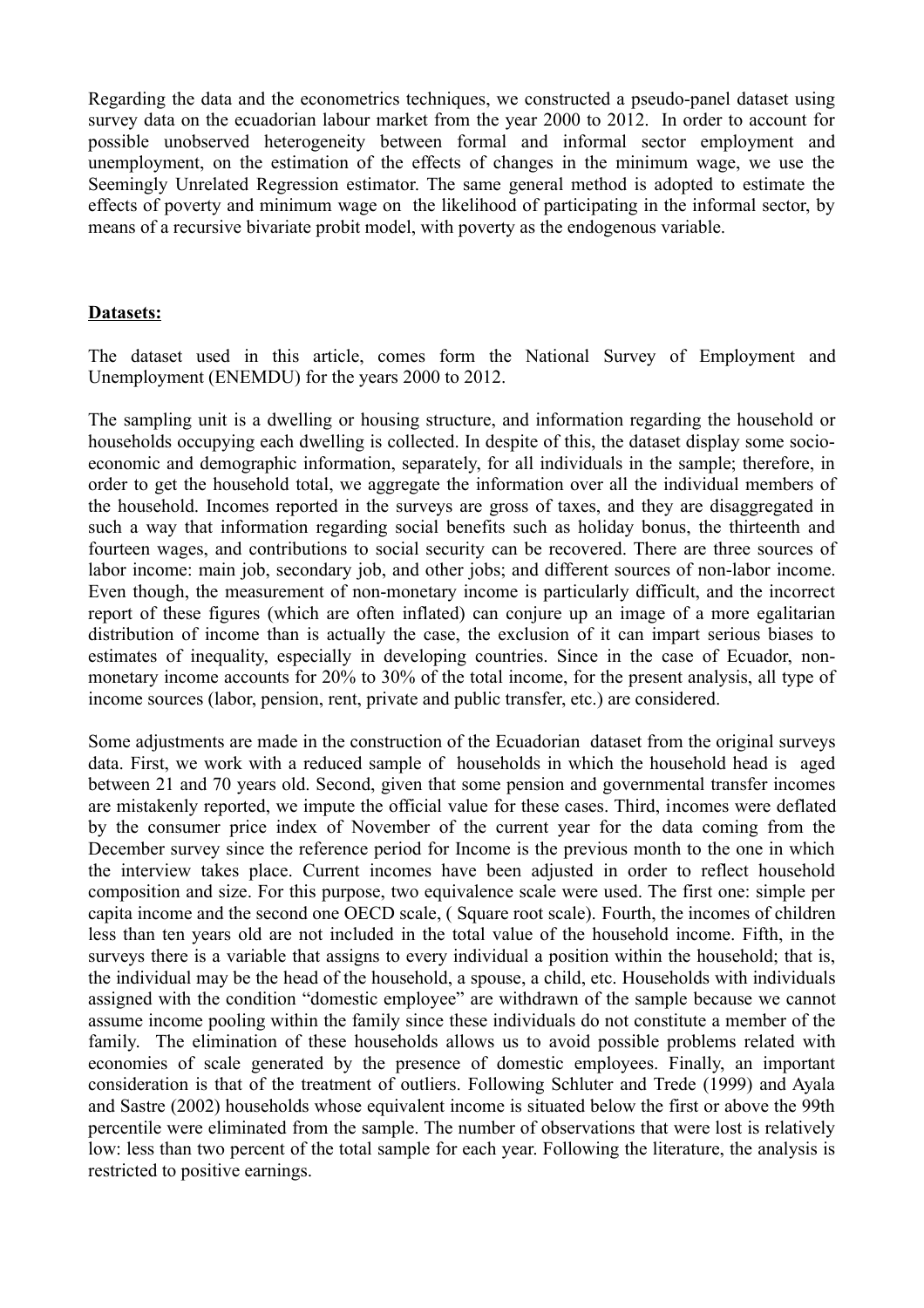Regarding the data and the econometrics techniques, we constructed a pseudo-panel dataset using survey data on the ecuadorian labour market from the year 2000 to 2012. In order to account for possible unobserved heterogeneity between formal and informal sector employment and unemployment, on the estimation of the effects of changes in the minimum wage, we use the Seemingly Unrelated Regression estimator. The same general method is adopted to estimate the effects of poverty and minimum wage on the likelihood of participating in the informal sector, by means of a recursive bivariate probit model, with poverty as the endogenous variable.

**Datasets:**

The dataset used in this article, comes form the National Survey of Employment and Unemployment (ENEMDU) for the years 2000 to 2012.

The sampling unit is a dwelling or housing structure, and information regarding the household or households occupying each dwelling is collected. In despite of this, the dataset display some socio-economic and demographic information, separately, for all individuals in the sample; therefore, in order to get the household total, we aggregate the information over all the individual members of the household. Incomes reported in the surveys are gross of taxes, and they are disaggregated in such a way that information regarding social benefits such as holiday bonus, the thirteenth and fourteen wages, and contributions to social security can be recovered. There are three sources of labor income: main job, secondary job, and other jobs; and different sources of non-labor income. Even though, the measurement of non-monetary income is particularly difficult, and the incorrect report of these figures (which are often inflated) can conjure up an image of a more egalitarian distribution of income than is actually the case, the exclusion of it can impart serious biases to estimates of inequality, especially in developing countries. Since in the case of Ecuador, non-monetary income accounts for 20% to 30% of the total income, for the present analysis, all type of income sources (labor, pension, rent, private and public transfer, etc.) are considered.

Some adjustments are made in the construction of the Ecuadorian dataset from the original surveys data. First, we work with a reduced sample of households in which the household head is aged between 21 and 70 years old. Second, given that some pension and governmental transfer incomes are mistakenly reported, we impute the official value for these cases. Third, incomes were deflated by the consumer price index of November of the current year for the data coming from the December survey since the reference period for Income is the previous month to the one in which the interview takes place. Current incomes have been adjusted in order to reflect household composition and size. For this purpose, two equivalence scale were used. The first one: simple per capita income and the second one OECD scale, ( Square root scale). Fourth, the incomes of children less than ten years old are not included in the total value of the household income. Fifth, in the surveys there is a variable that assigns to every individual a position within the household; that is, the individual may be the head of the household, a spouse, a child, etc. Households with individuals assigned with the condition "domestic employee" are withdrawn of the sample because we cannot assume income pooling within the family since these individuals do not constitute a member of the family. The elimination of these households allows us to avoid possible problems related with economies of scale generated by the presence of domestic employees. Finally, an important consideration is that of the treatment of outliers. Following Schluter and Trede (1999) and Ayala and Sastre (2002) households whose equivalent income is situated below the first or above the 99th percentile were eliminated from the sample. The number of observations that were lost is relatively low: less than two percent of the total sample for each year. Following the literature, the analysis is restricted to positive earnings.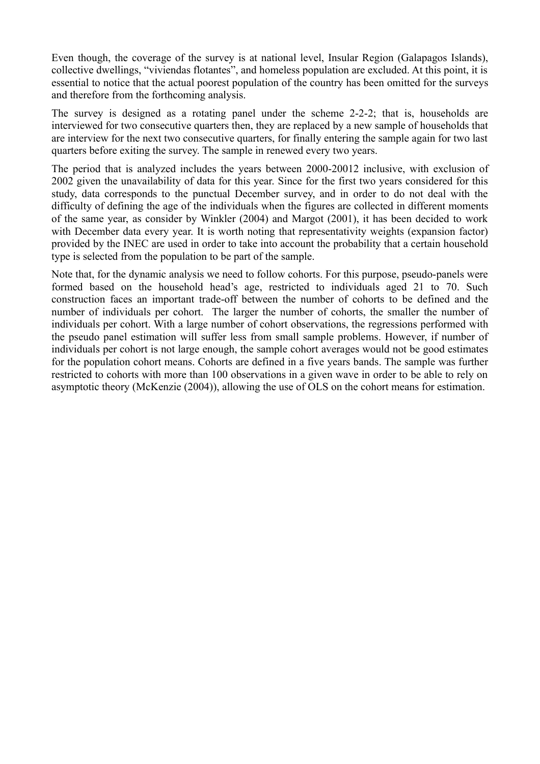Even though, the coverage of the survey is at national level, Insular Region (Galapagos Islands), collective dwellings, "viviendas flotantes", and homeless population are excluded. At this point, it is essential to notice that the actual poorest population of the country has been omitted for the surveys and therefore from the forthcoming analysis.

The survey is designed as a rotating panel under the scheme 2-2-2; that is, households are interviewed for two consecutive quarters then, they are replaced by a new sample of households that are interview for the next two consecutive quarters, for finally entering the sample again for two last quarters before exiting the survey. The sample in renewed every two years.

The period that is analyzed includes the years between 2000-20012 inclusive, with exclusion of 2002 given the unavailability of data for this year. Since for the first two years considered for this study, data corresponds to the punctual December survey, and in order to do not deal with the difficulty of defining the age of the individuals when the figures are collected in different moments of the same year, as consider by Winkler (2004) and Margot (2001), it has been decided to work with December data every year. It is worth noting that representativity weights (expansion factor) provided by the INEC are used in order to take into account the probability that a certain household type is selected from the population to be part of the sample.

Note that, for the dynamic analysis we need to follow cohorts. For this purpose, pseudo-panels were formed based on the household head's age, restricted to individuals aged 21 to 70. Such construction faces an important trade-off between the number of cohorts to be defined and the number of individuals per cohort. The larger the number of cohorts, the smaller the number of individuals per cohort. With a large number of cohort observations, the regressions performed with the pseudo panel estimation will suffer less from small sample problems. However, if number of individuals per cohort is not large enough, the sample cohort averages would not be good estimates for the population cohort means. Cohorts are defined in a five years bands. The sample was further restricted to cohorts with more than 100 observations in a given wave in order to be able to rely on asymptotic theory (McKenzie (2004)), allowing the use of OLS on the cohort means for estimation.